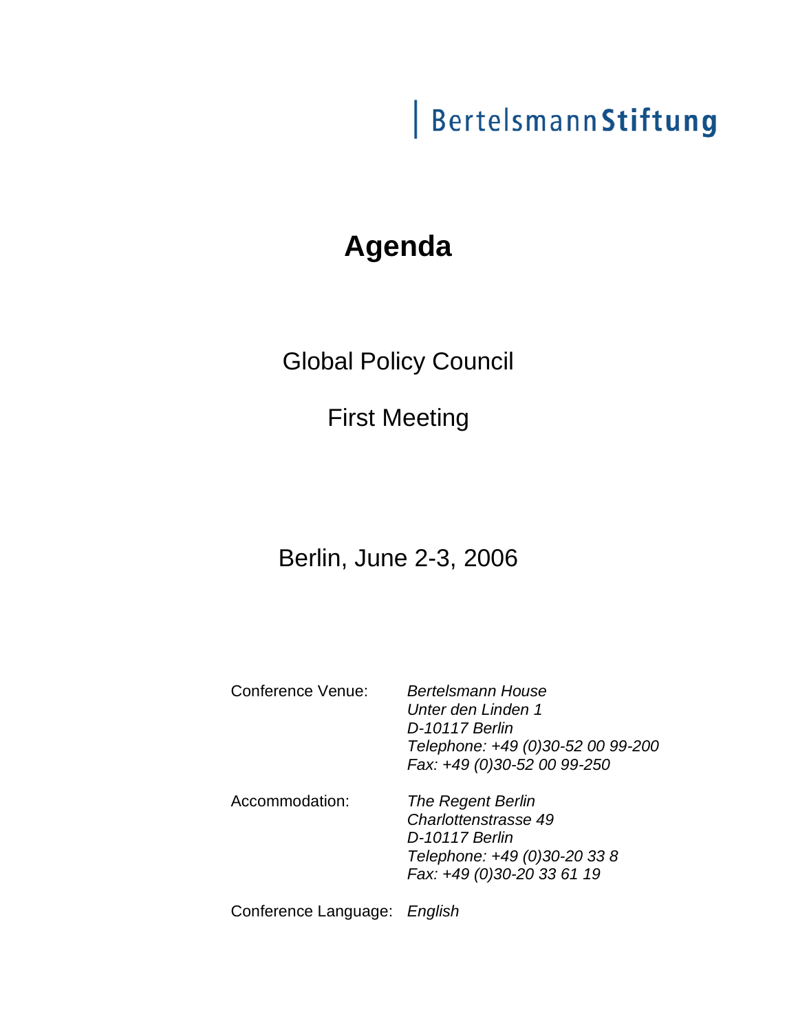BertelsmannStiftung

# Agenda

## Global Policy Council

## First Meeting

## Berlin, June 2-3, 2006

| | |
|---|---|
| Conference Venue: | *Bertelsmann House*<br>*Unter den Linden 1*<br>*D-10117 Berlin*<br>*Telephone: +49 (0)30-52 00 99-200*<br>*Fax: +49 (0)30-52 00 99-250* |
| Accommodation: | *The Regent Berlin*<br>*Charlottenstrasse 49*<br>*D-10117 Berlin*<br>*Telephone: +49 (0)30-20 33 8*<br>*Fax: +49 (0)30-20 33 61 19* |
| Conference Language: | *English* |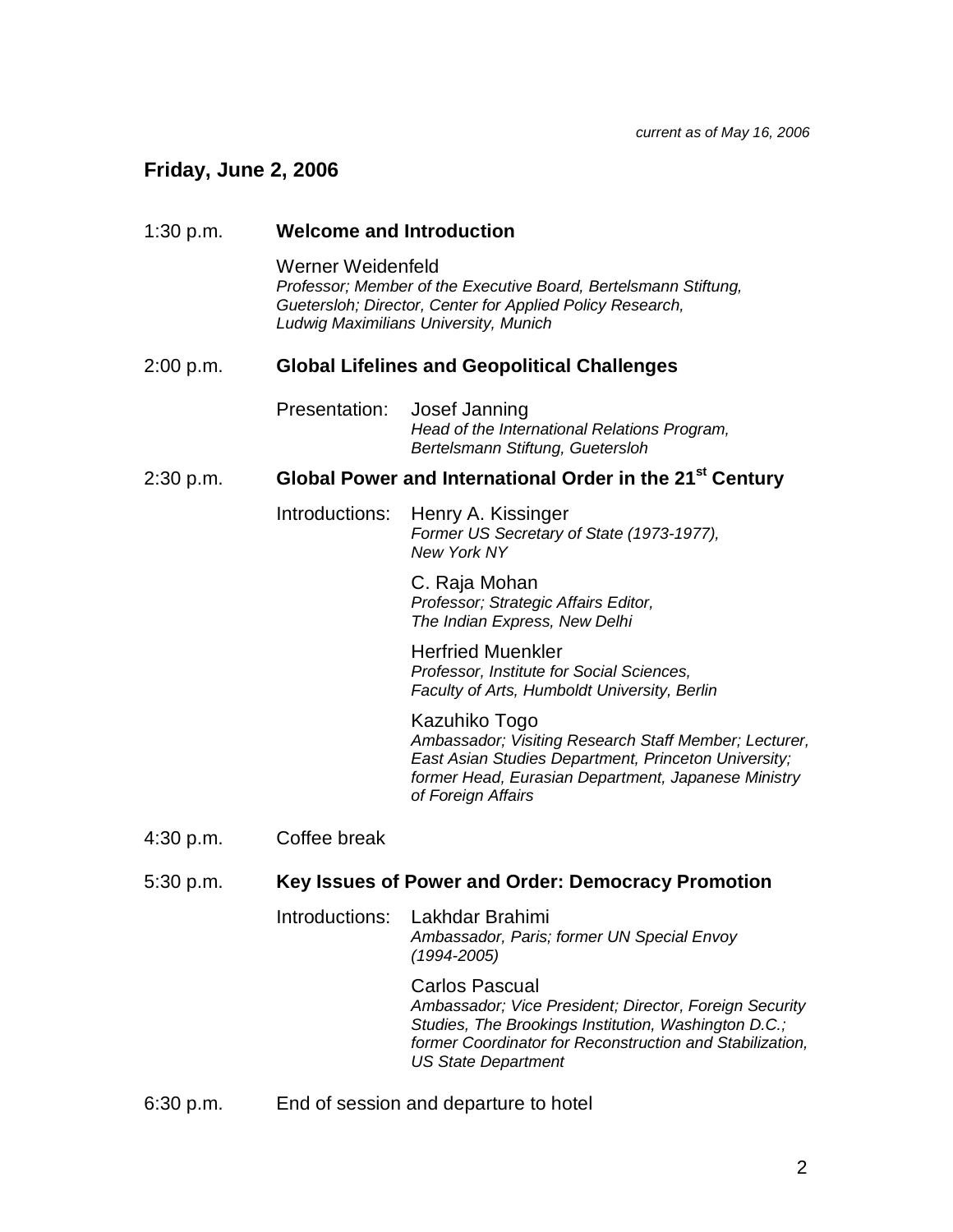*current as of May 16, 2006*

## Friday, June 2, 2006

1:30 p.m. **Welcome and Introduction**

Werner Weidenfeld
*Professor; Member of the Executive Board, Bertelsmann Stiftung, Guetersloh; Director, Center for Applied Policy Research, Ludwig Maximilians University, Munich*

2:00 p.m. **Global Lifelines and Geopolitical Challenges**

Presentation: Josef Janning
*Head of the International Relations Program, Bertelsmann Stiftung, Guetersloh*

2:30 p.m. **Global Power and International Order in the 21st Century**

Introductions: Henry A. Kissinger
*Former US Secretary of State (1973-1977), New York NY*

C. Raja Mohan
*Professor; Strategic Affairs Editor, The Indian Express, New Delhi*

Herfried Muenkler
*Professor, Institute for Social Sciences, Faculty of Arts, Humboldt University, Berlin*

Kazuhiko Togo
*Ambassador; Visiting Research Staff Member; Lecturer, East Asian Studies Department, Princeton University; former Head, Eurasian Department, Japanese Ministry of Foreign Affairs*

4:30 p.m. Coffee break

5:30 p.m. **Key Issues of Power and Order: Democracy Promotion**

Introductions: Lakhdar Brahimi
*Ambassador, Paris; former UN Special Envoy (1994-2005)*

Carlos Pascual
*Ambassador; Vice President; Director, Foreign Security Studies, The Brookings Institution, Washington D.C.; former Coordinator for Reconstruction and Stabilization, US State Department*

6:30 p.m. End of session and departure to hotel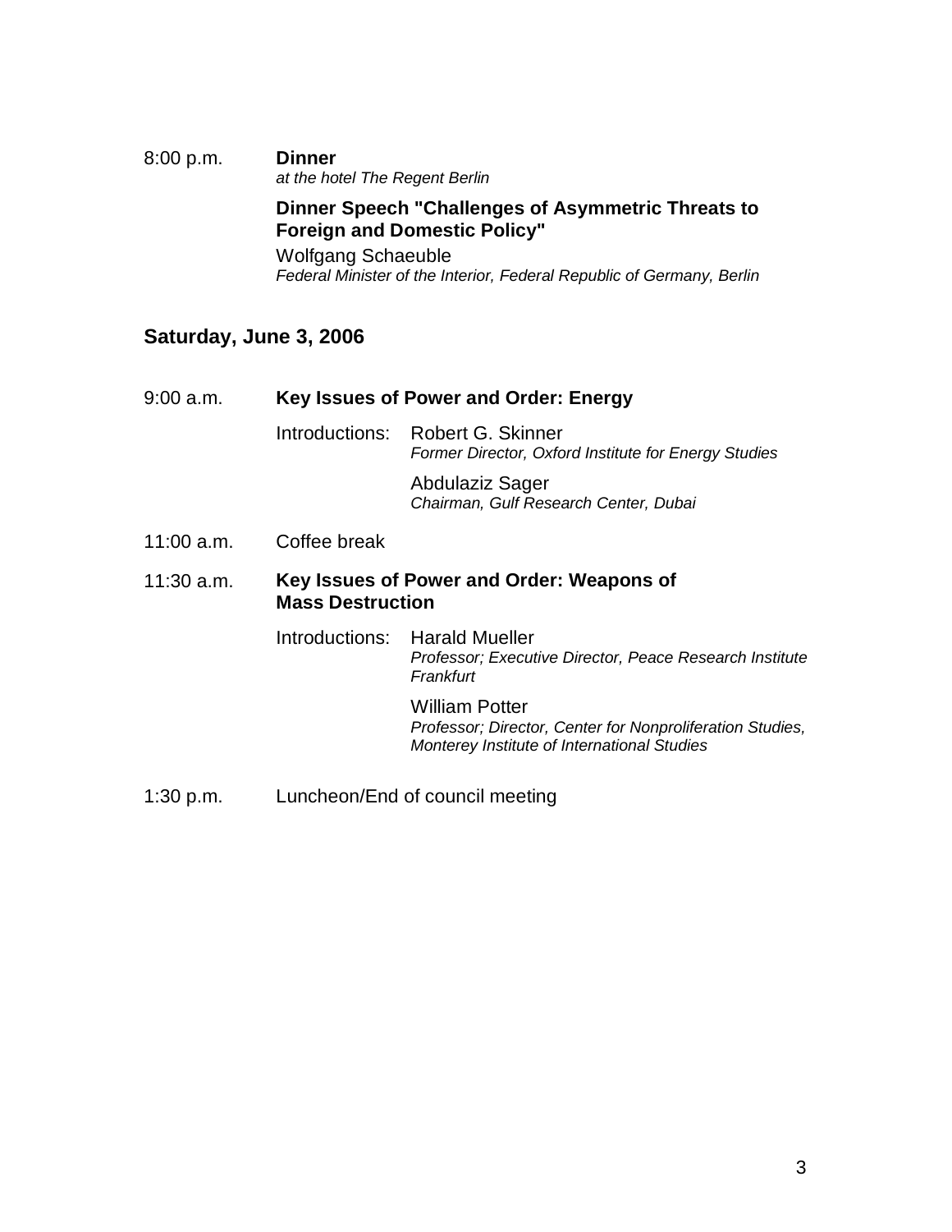8:00 p.m. **Dinner**
*at the hotel The Regent Berlin*

**Dinner Speech "Challenges of Asymmetric Threats to Foreign and Domestic Policy"**

Wolfgang Schaeuble
*Federal Minister of the Interior, Federal Republic of Germany, Berlin*

## Saturday, June 3, 2006

9:00 a.m. **Key Issues of Power and Order: Energy**

Introductions: Robert G. Skinner
*Former Director, Oxford Institute for Energy Studies*

Abdulaziz Sager
*Chairman, Gulf Research Center, Dubai*

11:00 a.m. Coffee break

11:30 a.m. **Key Issues of Power and Order: Weapons of Mass Destruction**

Introductions: Harald Mueller
*Professor; Executive Director, Peace Research Institute Frankfurt*

William Potter
*Professor; Director, Center for Nonproliferation Studies, Monterey Institute of International Studies*

1:30 p.m. Luncheon/End of council meeting